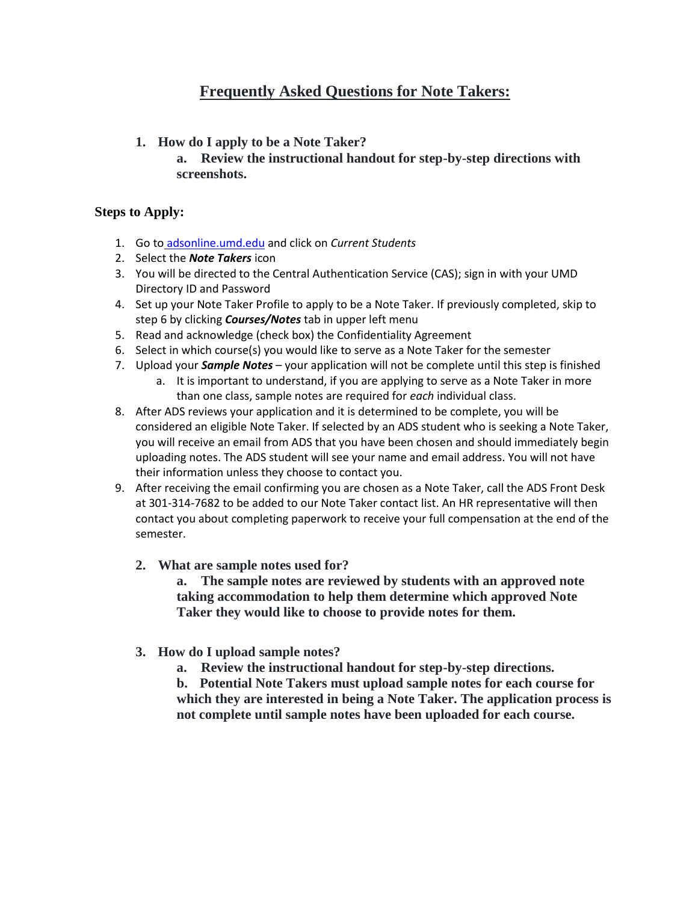# Frequently Asked Questions for Note Takers:

1. **How do I apply to be a Note Taker?**
    a. **Review the instructional handout for step-by-step directions with screenshots.**

## Steps to Apply:

1. Go to [adsonline.umd.edu](adsonline.umd.edu) and click on *Current Students*
2. Select the ***Note Takers*** icon
3. You will be directed to the Central Authentication Service (CAS); sign in with your UMD Directory ID and Password
4. Set up your Note Taker Profile to apply to be a Note Taker. If previously completed, skip to step 6 by clicking ***Courses/Notes*** tab in upper left menu
5. Read and acknowledge (check box) the Confidentiality Agreement
6. Select in which course(s) you would like to serve as a Note Taker for the semester
7. Upload your ***Sample Notes*** – your application will not be complete until this step is finished
    a. It is important to understand, if you are applying to serve as a Note Taker in more than one class, sample notes are required for *each* individual class.
8. After ADS reviews your application and it is determined to be complete, you will be considered an eligible Note Taker. If selected by an ADS student who is seeking a Note Taker, you will receive an email from ADS that you have been chosen and should immediately begin uploading notes. The ADS student will see your name and email address. You will not have their information unless they choose to contact you.
9. After receiving the email confirming you are chosen as a Note Taker, call the ADS Front Desk at 301-314-7682 to be added to our Note Taker contact list. An HR representative will then contact you about completing paperwork to receive your full compensation at the end of the semester.

2. **What are sample notes used for?**
    a. **The sample notes are reviewed by students with an approved note taking accommodation to help them determine which approved Note Taker they would like to choose to provide notes for them.**

3. **How do I upload sample notes?**
    a. **Review the instructional handout for step-by-step directions.**
    b. **Potential Note Takers must upload sample notes for each course for which they are interested in being a Note Taker. The application process is not complete until sample notes have been uploaded for each course.**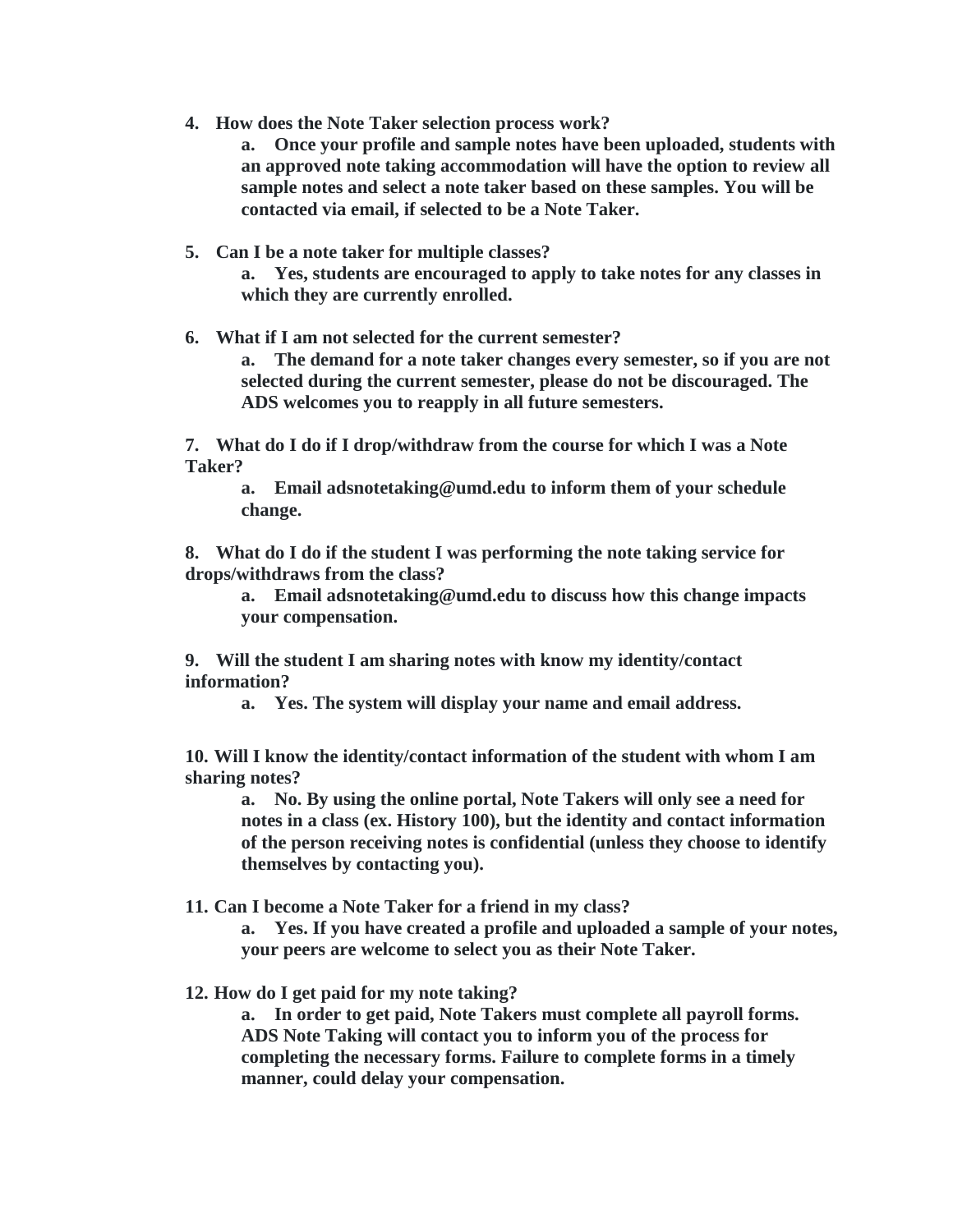4. **How does the Note Taker selection process work?**
   a. **Once your profile and sample notes have been uploaded, students with an approved note taking accommodation will have the option to review all sample notes and select a note taker based on these samples. You will be contacted via email, if selected to be a Note Taker.**

5. **Can I be a note taker for multiple classes?**
   a. **Yes, students are encouraged to apply to take notes for any classes in which they are currently enrolled.**

6. **What if I am not selected for the current semester?**
   a. **The demand for a note taker changes every semester, so if you are not selected during the current semester, please do not be discouraged. The ADS welcomes you to reapply in all future semesters.**

7. **What do I do if I drop/withdraw from the course for which I was a Note Taker?**
   a. **Email adsnotetaking@umd.edu to inform them of your schedule change.**

8. **What do I do if the student I was performing the note taking service for drops/withdraws from the class?**
   a. **Email adsnotetaking@umd.edu to discuss how this change impacts your compensation.**

9. **Will the student I am sharing notes with know my identity/contact information?**
   a. **Yes. The system will display your name and email address.**

10. **Will I know the identity/contact information of the student with whom I am sharing notes?**
    a. **No. By using the online portal, Note Takers will only see a need for notes in a class (ex. History 100), but the identity and contact information of the person receiving notes is confidential (unless they choose to identify themselves by contacting you).**

11. **Can I become a Note Taker for a friend in my class?**
    a. **Yes. If you have created a profile and uploaded a sample of your notes, your peers are welcome to select you as their Note Taker.**

12. **How do I get paid for my note taking?**
    a. **In order to get paid, Note Takers must complete all payroll forms. ADS Note Taking will contact you to inform you of the process for completing the necessary forms. Failure to complete forms in a timely manner, could delay your compensation.**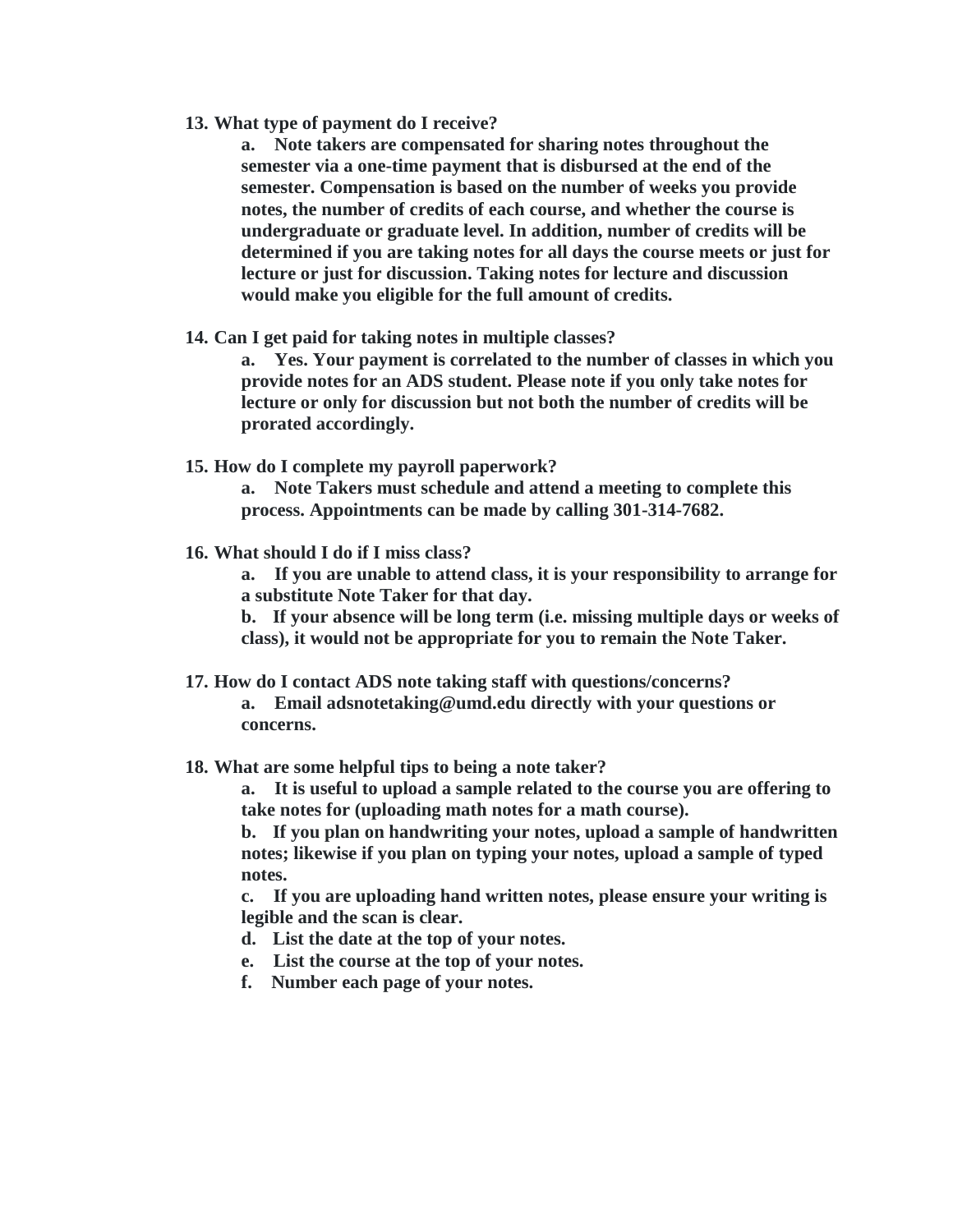**13. What type of payment do I receive?**

**a. Note takers are compensated for sharing notes throughout the semester via a one-time payment that is disbursed at the end of the semester. Compensation is based on the number of weeks you provide notes, the number of credits of each course, and whether the course is undergraduate or graduate level. In addition, number of credits will be determined if you are taking notes for all days the course meets or just for lecture or just for discussion. Taking notes for lecture and discussion would make you eligible for the full amount of credits.**

**14. Can I get paid for taking notes in multiple classes?**

**a. Yes. Your payment is correlated to the number of classes in which you provide notes for an ADS student. Please note if you only take notes for lecture or only for discussion but not both the number of credits will be prorated accordingly.**

**15. How do I complete my payroll paperwork?**

**a. Note Takers must schedule and attend a meeting to complete this process. Appointments can be made by calling 301-314-7682.**

**16. What should I do if I miss class?**

**a. If you are unable to attend class, it is your responsibility to arrange for a substitute Note Taker for that day.**

**b. If your absence will be long term (i.e. missing multiple days or weeks of class), it would not be appropriate for you to remain the Note Taker.**

**17. How do I contact ADS note taking staff with questions/concerns?**

**a. Email adsnotetaking@umd.edu directly with your questions or concerns.**

**18. What are some helpful tips to being a note taker?**

**a. It is useful to upload a sample related to the course you are offering to take notes for (uploading math notes for a math course).**

**b. If you plan on handwriting your notes, upload a sample of handwritten notes; likewise if you plan on typing your notes, upload a sample of typed notes.**

**c. If you are uploading hand written notes, please ensure your writing is legible and the scan is clear.**

**d. List the date at the top of your notes.**

**e. List the course at the top of your notes.**

**f. Number each page of your notes.**